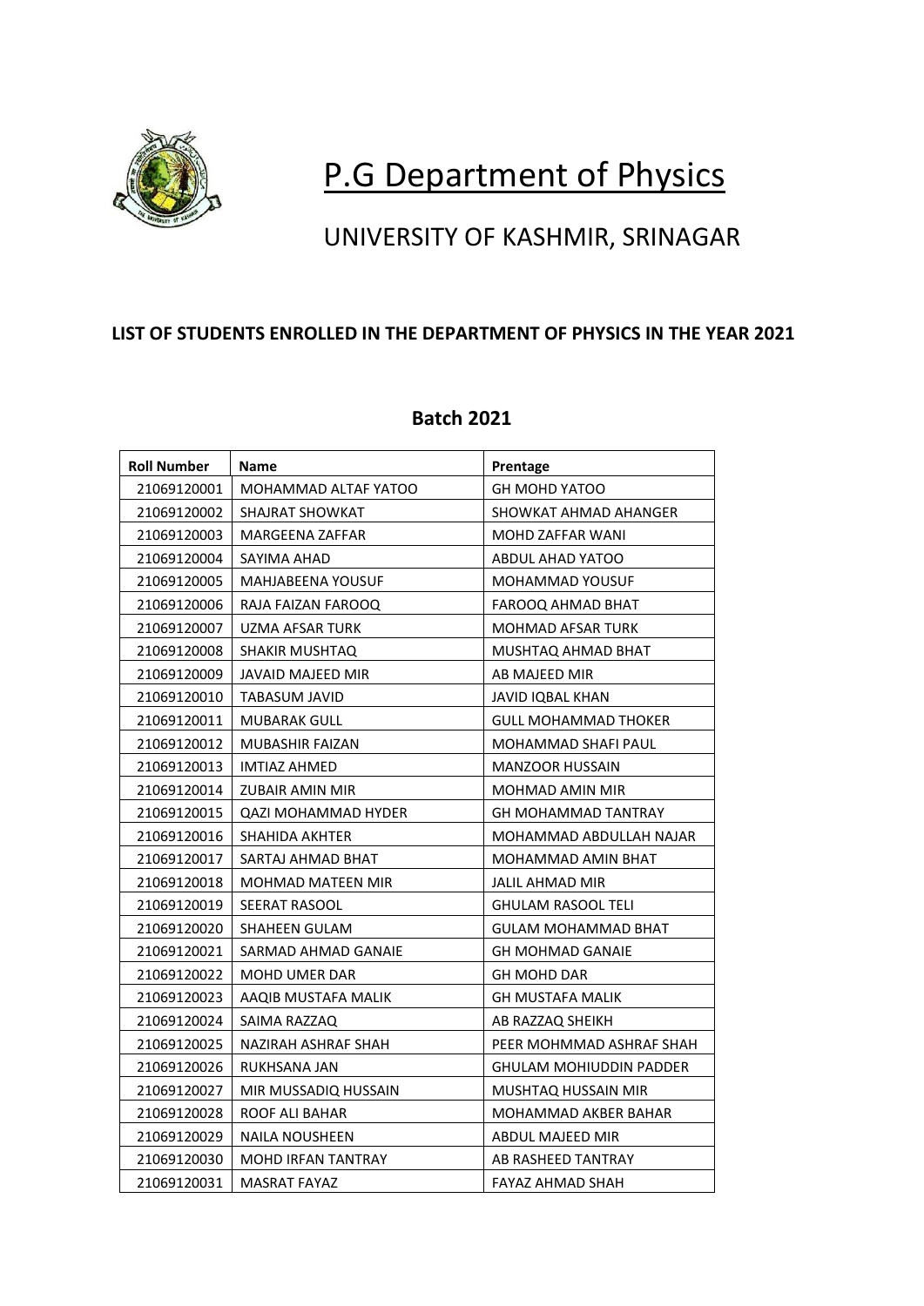# P.G Department of Physics

## UNIVERSITY OF KASHMIR, SRINAGAR

**LIST OF STUDENTS ENROLLED IN THE DEPARTMENT OF PHYSICS IN THE YEAR 2021**

### Batch 2021

| Roll Number | Name | Prentage |
|---|---|---|
| 21069120001 | MOHAMMAD ALTAF YATOO | GH MOHD YATOO |
| 21069120002 | SHAJRAT SHOWKAT | SHOWKAT AHMAD AHANGER |
| 21069120003 | MARGEENA ZAFFAR | MOHD ZAFFAR WANI |
| 21069120004 | SAYIMA AHAD | ABDUL AHAD YATOO |
| 21069120005 | MAHJABEENA YOUSUF | MOHAMMAD YOUSUF |
| 21069120006 | RAJA FAIZAN FAROOQ | FAROOQ AHMAD BHAT |
| 21069120007 | UZMA AFSAR TURK | MOHMAD AFSAR TURK |
| 21069120008 | SHAKIR MUSHTAQ | MUSHTAQ AHMAD BHAT |
| 21069120009 | JAVAID MAJEED MIR | AB MAJEED MIR |
| 21069120010 | TABASUM JAVID | JAVID IQBAL KHAN |
| 21069120011 | MUBARAK GULL | GULL MOHAMMAD THOKER |
| 21069120012 | MUBASHIR FAIZAN | MOHAMMAD SHAFI PAUL |
| 21069120013 | IMTIAZ AHMED | MANZOOR HUSSAIN |
| 21069120014 | ZUBAIR AMIN MIR | MOHMAD AMIN MIR |
| 21069120015 | QAZI MOHAMMAD HYDER | GH MOHAMMAD TANTRAY |
| 21069120016 | SHAHIDA AKHTER | MOHAMMAD ABDULLAH NAJAR |
| 21069120017 | SARTAJ AHMAD BHAT | MOHAMMAD AMIN BHAT |
| 21069120018 | MOHMAD MATEEN MIR | JALIL AHMAD MIR |
| 21069120019 | SEERAT RASOOL | GHULAM RASOOL TELI |
| 21069120020 | SHAHEEN GULAM | GULAM MOHAMMAD BHAT |
| 21069120021 | SARMAD AHMAD GANAIE | GH MOHMAD GANAIE |
| 21069120022 | MOHD UMER DAR | GH MOHD DAR |
| 21069120023 | AAQIB MUSTAFA MALIK | GH MUSTAFA MALIK |
| 21069120024 | SAIMA RAZZAQ | AB RAZZAQ SHEIKH |
| 21069120025 | NAZIRAH ASHRAF SHAH | PEER MOHMMAD ASHRAF SHAH |
| 21069120026 | RUKHSANA JAN | GHULAM MOHIUDDIN PADDER |
| 21069120027 | MIR MUSSADIQ HUSSAIN | MUSHTAQ HUSSAIN MIR |
| 21069120028 | ROOF ALI BAHAR | MOHAMMAD AKBER BAHAR |
| 21069120029 | NAILA NOUSHEEN | ABDUL MAJEED MIR |
| 21069120030 | MOHD IRFAN TANTRAY | AB RASHEED TANTRAY |
| 21069120031 | MASRAT FAYAZ | FAYAZ AHMAD SHAH |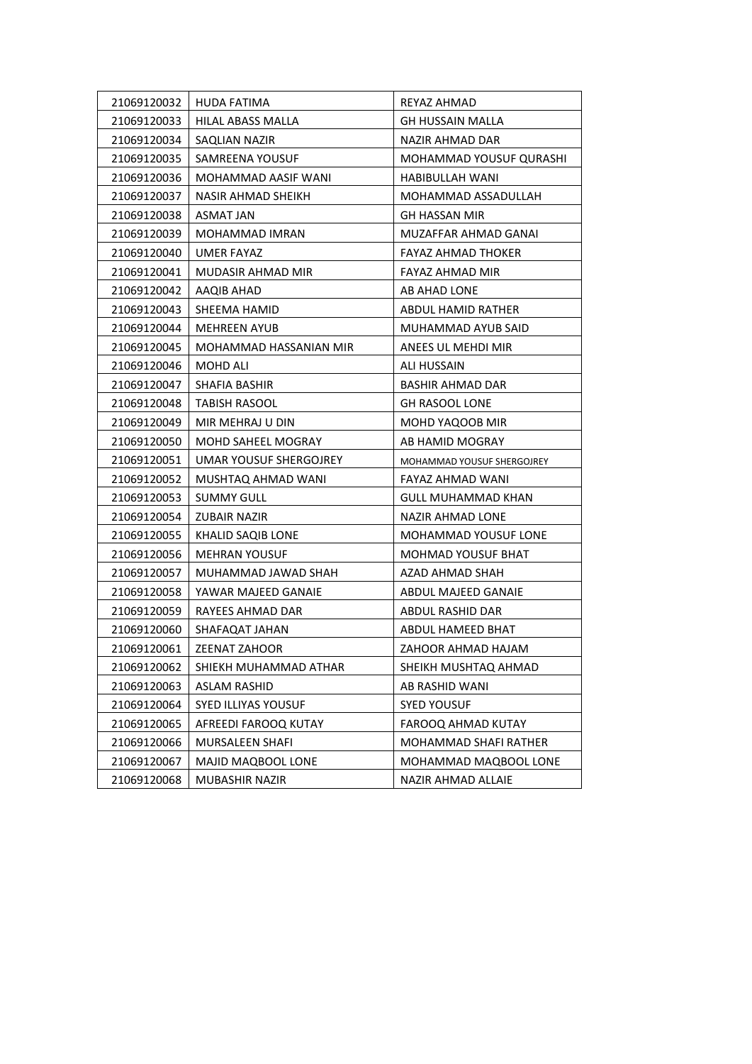| | | |
|---|---|---|
| 21069120032 | HUDA FATIMA | REYAZ AHMAD |
| 21069120033 | HILAL ABASS MALLA | GH HUSSAIN MALLA |
| 21069120034 | SAQLIAN NAZIR | NAZIR AHMAD DAR |
| 21069120035 | SAMREENA YOUSUF | MOHAMMAD YOUSUF QURASHI |
| 21069120036 | MOHAMMAD AASIF WANI | HABIBULLAH WANI |
| 21069120037 | NASIR AHMAD SHEIKH | MOHAMMAD ASSADULLAH |
| 21069120038 | ASMAT JAN | GH HASSAN MIR |
| 21069120039 | MOHAMMAD IMRAN | MUZAFFAR AHMAD GANAI |
| 21069120040 | UMER FAYAZ | FAYAZ AHMAD THOKER |
| 21069120041 | MUDASIR AHMAD MIR | FAYAZ AHMAD MIR |
| 21069120042 | AAQIB AHAD | AB AHAD LONE |
| 21069120043 | SHEEMA HAMID | ABDUL HAMID RATHER |
| 21069120044 | MEHREEN AYUB | MUHAMMAD AYUB SAID |
| 21069120045 | MOHAMMAD HASSANIAN MIR | ANEES UL MEHDI MIR |
| 21069120046 | MOHD ALI | ALI HUSSAIN |
| 21069120047 | SHAFIA BASHIR | BASHIR AHMAD DAR |
| 21069120048 | TABISH RASOOL | GH RASOOL LONE |
| 21069120049 | MIR MEHRAJ U DIN | MOHD YAQOOB MIR |
| 21069120050 | MOHD SAHEEL MOGRAY | AB HAMID MOGRAY |
| 21069120051 | UMAR YOUSUF SHERGOJREY | MOHAMMAD YOUSUF SHERGOJREY |
| 21069120052 | MUSHTAQ AHMAD WANI | FAYAZ AHMAD WANI |
| 21069120053 | SUMMY GULL | GULL MUHAMMAD KHAN |
| 21069120054 | ZUBAIR NAZIR | NAZIR AHMAD LONE |
| 21069120055 | KHALID SAQIB LONE | MOHAMMAD YOUSUF LONE |
| 21069120056 | MEHRAN YOUSUF | MOHMAD YOUSUF BHAT |
| 21069120057 | MUHAMMAD JAWAD SHAH | AZAD AHMAD SHAH |
| 21069120058 | YAWAR MAJEED GANAIE | ABDUL MAJEED GANAIE |
| 21069120059 | RAYEES AHMAD DAR | ABDUL RASHID DAR |
| 21069120060 | SHAFAQAT JAHAN | ABDUL HAMEED BHAT |
| 21069120061 | ZEENAT ZAHOOR | ZAHOOR AHMAD HAJAM |
| 21069120062 | SHIEKH MUHAMMAD ATHAR | SHEIKH MUSHTAQ AHMAD |
| 21069120063 | ASLAM RASHID | AB RASHID WANI |
| 21069120064 | SYED ILLIYAS YOUSUF | SYED YOUSUF |
| 21069120065 | AFREEDI FAROOQ KUTAY | FAROOQ AHMAD KUTAY |
| 21069120066 | MURSALEEN SHAFI | MOHAMMAD SHAFI RATHER |
| 21069120067 | MAJID MAQBOOL LONE | MOHAMMAD MAQBOOL LONE |
| 21069120068 | MUBASHIR NAZIR | NAZIR AHMAD ALLAIE |